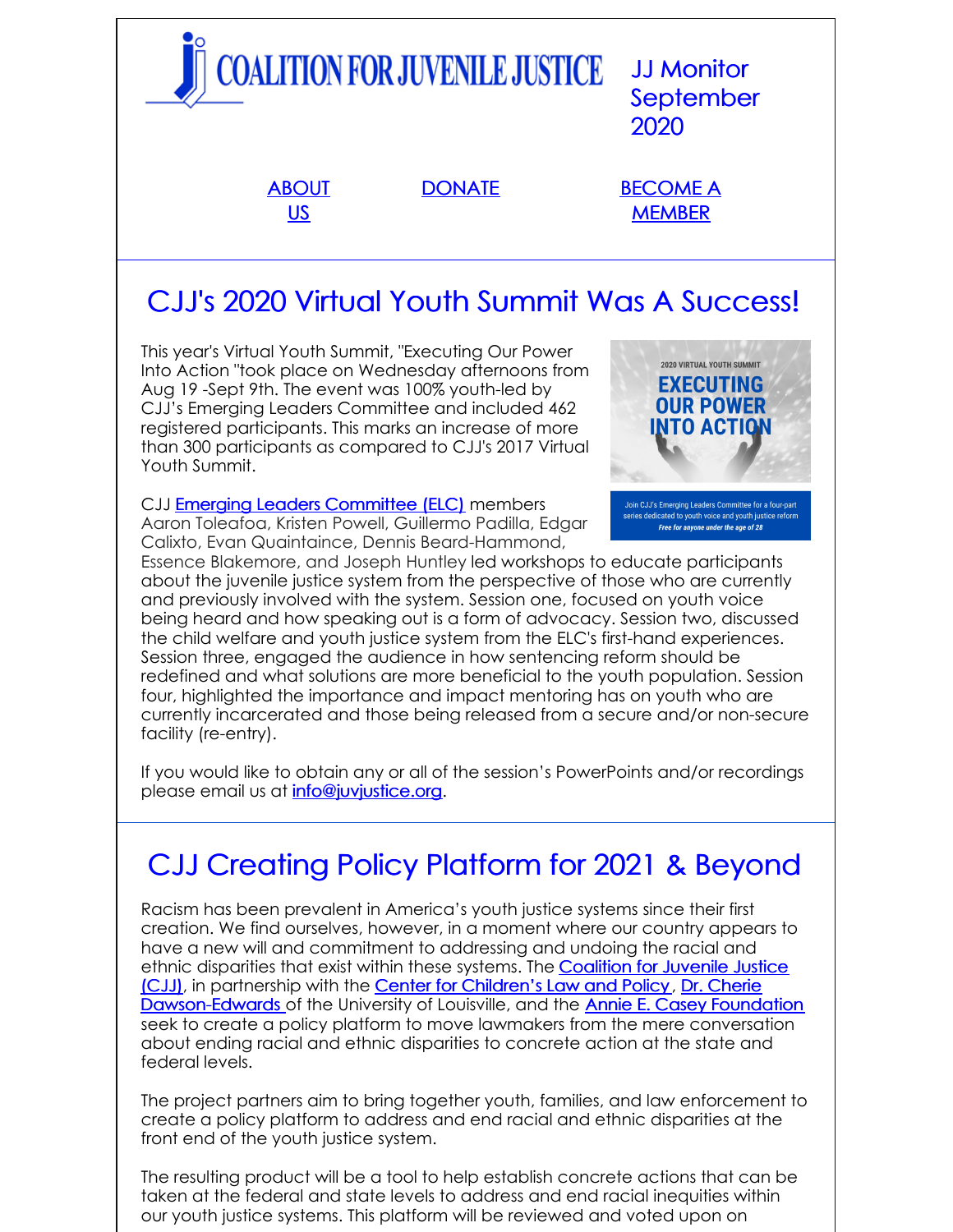COALITION FOR JUVENILE JUSTICE

JJ Monitor September 2020

ABOUT US | DONATE | BECOME A MEMBER

# CJJ's 2020 Virtual Youth Summit Was A Success!

This year's Virtual Youth Summit, "Executing Our Power Into Action "took place on Wednesday afternoons from Aug 19 -Sept 9th. The event was 100% youth-led by CJJ's Emerging Leaders Committee and included 462 registered participants. This marks an increase of more than 300 participants as compared to CJJ's 2017 Virtual Youth Summit.

2020 VIRTUAL YOUTH SUMMIT
EXECUTING OUR POWER INTO ACTION

Join CJJ's Emerging Leaders Committee for a four-part series dedicated to youth voice and youth justice reform
*Free for anyone under the age of 28*

CJJ Emerging Leaders Committee (ELC) members Aaron Toleafoa, Kristen Powell, Guillermo Padilla, Edgar Calixto, Evan Quaintaince, Dennis Beard-Hammond, Essence Blakemore, and Joseph Huntley led workshops to educate participants about the juvenile justice system from the perspective of those who are currently and previously involved with the system. Session one, focused on youth voice being heard and how speaking out is a form of advocacy. Session two, discussed the child welfare and youth justice system from the ELC's first-hand experiences. Session three, engaged the audience in how sentencing reform should be redefined and what solutions are more beneficial to the youth population. Session four, highlighted the importance and impact mentoring has on youth who are currently incarcerated and those being released from a secure and/or non-secure facility (re-entry).

If you would like to obtain any or all of the session's PowerPoints and/or recordings please email us at info@juvjustice.org.

# CJJ Creating Policy Platform for 2021 & Beyond

Racism has been prevalent in America's youth justice systems since their first creation. We find ourselves, however, in a moment where our country appears to have a new will and commitment to addressing and undoing the racial and ethnic disparities that exist within these systems. The Coalition for Juvenile Justice (CJJ), in partnership with the Center for Children's Law and Policy, Dr. Cherie Dawson-Edwards of the University of Louisville, and the Annie E. Casey Foundation seek to create a policy platform to move lawmakers from the mere conversation about ending racial and ethnic disparities to concrete action at the state and federal levels.

The project partners aim to bring together youth, families, and law enforcement to create a policy platform to address and end racial and ethnic disparities at the front end of the youth justice system.

The resulting product will be a tool to help establish concrete actions that can be taken at the federal and state levels to address and end racial inequities within our youth justice systems. This platform will be reviewed and voted upon on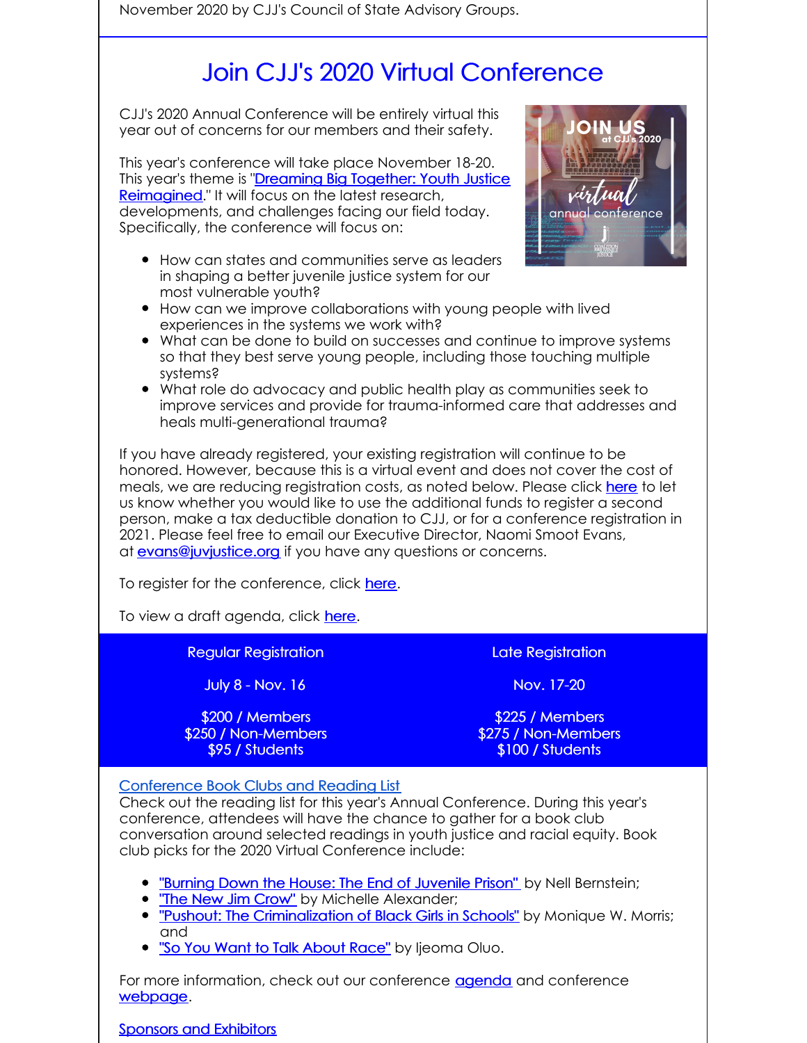November 2020 by CJJ's Council of State Advisory Groups.

# Join CJJ's 2020 Virtual Conference

CJJ's 2020 Annual Conference will be entirely virtual this year out of concerns for our members and their safety.

This year's conference will take place November 18-20. This year's theme is "Dreaming Big Together: Youth Justice Reimagined." It will focus on the latest research, developments, and challenges facing our field today. Specifically, the conference will focus on:

- How can states and communities serve as leaders in shaping a better juvenile justice system for our most vulnerable youth?
- How can we improve collaborations with young people with lived experiences in the systems we work with?
- What can be done to build on successes and continue to improve systems so that they best serve young people, including those touching multiple systems?
- What role do advocacy and public health play as communities seek to improve services and provide for trauma-informed care that addresses and heals multi-generational trauma?

If you have already registered, your existing registration will continue to be honored. However, because this is a virtual event and does not cover the cost of meals, we are reducing registration costs, as noted below. Please click here to let us know whether you would like to use the additional funds to register a second person, make a tax deductible donation to CJJ, or for a conference registration in 2021. Please feel free to email our Executive Director, Naomi Smoot Evans, at evans@juvjustice.org if you have any questions or concerns.

To register for the conference, click here.

To view a draft agenda, click here.

| Regular Registration | Late Registration |
|---|---|
| July 8 - Nov. 16 | Nov. 17-20 |
| $200 / Members<br>$250 / Non-Members<br>$95 / Students | $225 / Members<br>$275 / Non-Members<br>$100 / Students |

Conference Book Clubs and Reading List

Check out the reading list for this year's Annual Conference. During this year's conference, attendees will have the chance to gather for a book club conversation around selected readings in youth justice and racial equity. Book club picks for the 2020 Virtual Conference include:

- "Burning Down the House: The End of Juvenile Prison" by Nell Bernstein;
- "The New Jim Crow" by Michelle Alexander;
- "Pushout: The Criminalization of Black Girls in Schools" by Monique W. Morris; and
- "So You Want to Talk About Race" by Ijeoma Oluo.

For more information, check out our conference agenda and conference webpage.

Sponsors and Exhibitors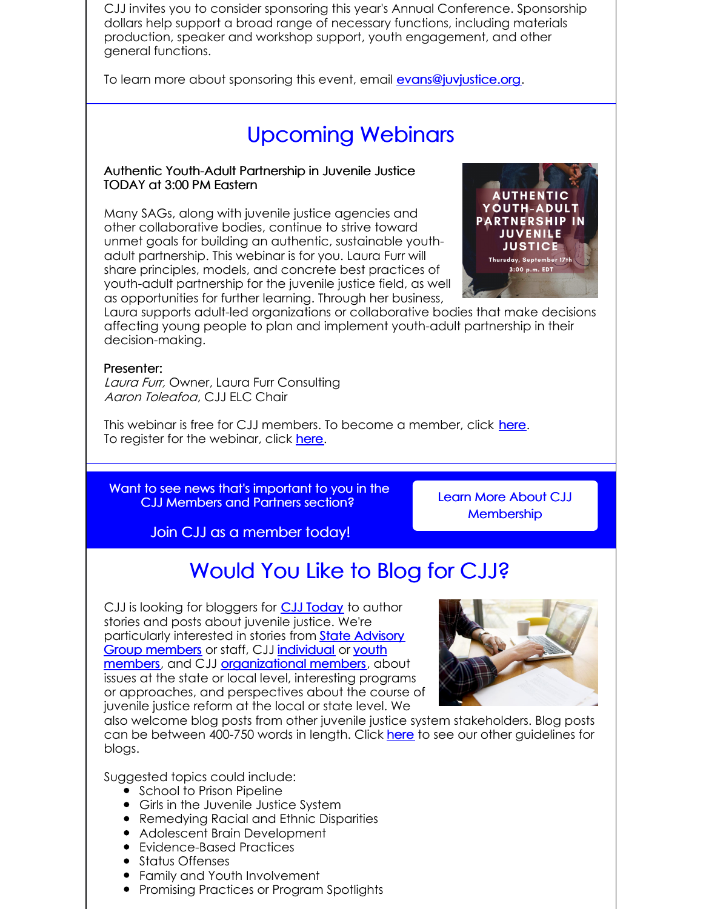CJJ invites you to consider sponsoring this year's Annual Conference. Sponsorship dollars help support a broad range of necessary functions, including materials production, speaker and workshop support, youth engagement, and other general functions.

To learn more about sponsoring this event, email evans@juvjustice.org.

## Upcoming Webinars

Authentic Youth-Adult Partnership in Juvenile Justice
TODAY at 3:00 PM Eastern

Many SAGs, along with juvenile justice agencies and other collaborative bodies, continue to strive toward unmet goals for building an authentic, sustainable youth-adult partnership. This webinar is for you. Laura Furr will share principles, models, and concrete best practices of youth-adult partnership for the juvenile justice field, as well as opportunities for further learning. Through her business, Laura supports adult-led organizations or collaborative bodies that make decisions affecting young people to plan and implement youth-adult partnership in their decision-making.

Presenter:
*Laura Furr*, Owner, Laura Furr Consulting
*Aaron Toleafoa*, CJJ ELC Chair

This webinar is free for CJJ members. To become a member, click here.
To register for the webinar, click here.

Want to see news that's important to you in the CJJ Members and Partners section?

Join CJJ as a member today!

Learn More About CJJ Membership

## Would You Like to Blog for CJJ?

CJJ is looking for bloggers for CJJ Today to author stories and posts about juvenile justice. We're particularly interested in stories from State Advisory Group members or staff, CJJ individual or youth members, and CJJ organizational members, about issues at the state or local level, interesting programs or approaches, and perspectives about the course of juvenile justice reform at the local or state level. We also welcome blog posts from other juvenile justice system stakeholders. Blog posts can be between 400-750 words in length. Click here to see our other guidelines for blogs.

Suggested topics could include:

- School to Prison Pipeline
- Girls in the Juvenile Justice System
- Remedying Racial and Ethnic Disparities
- Adolescent Brain Development
- Evidence-Based Practices
- Status Offenses
- Family and Youth Involvement
- Promising Practices or Program Spotlights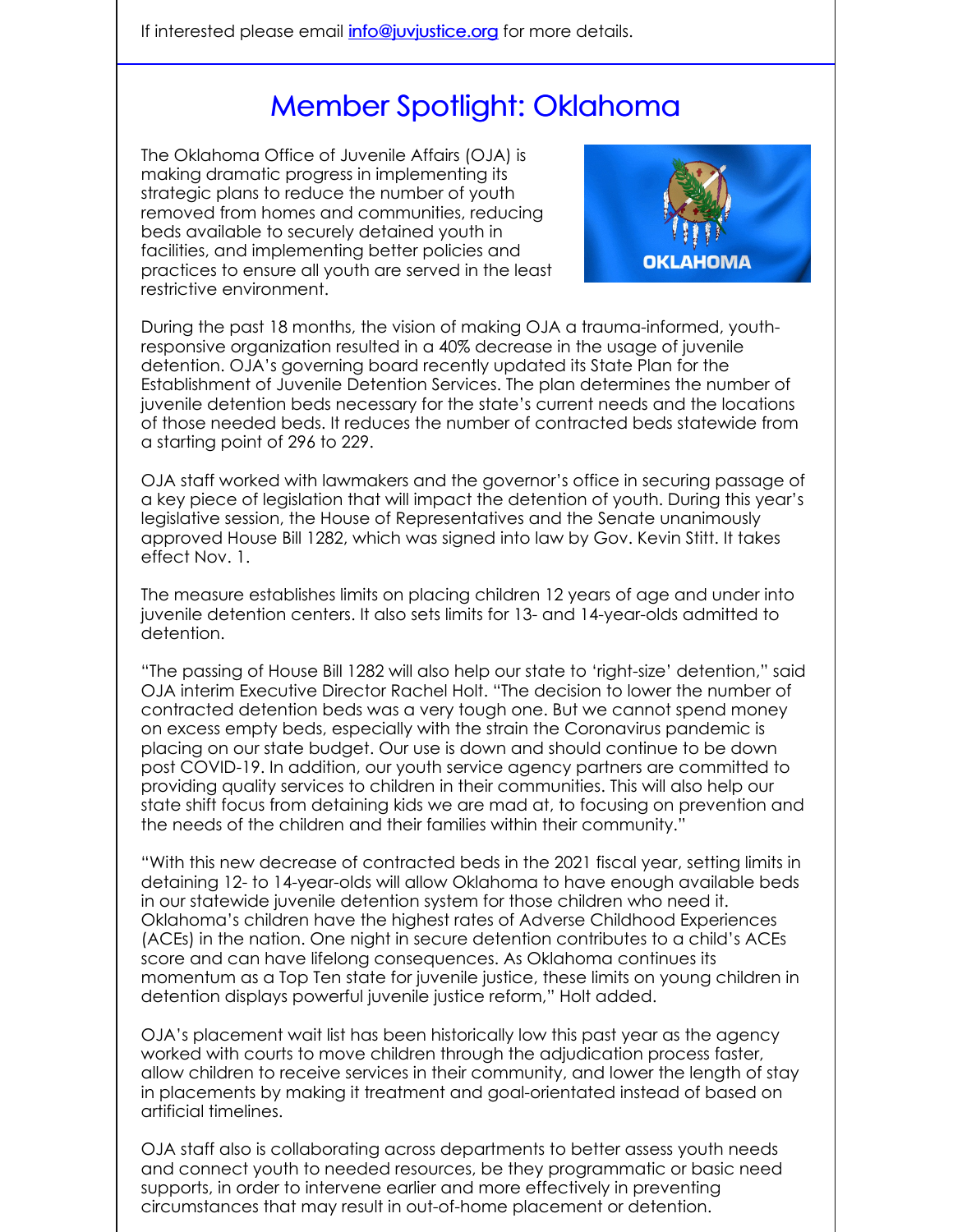If interested please email [info@juvjustice.org](mailto:info@juvjustice.org) for more details.

## Member Spotlight: Oklahoma

The Oklahoma Office of Juvenile Affairs (OJA) is making dramatic progress in implementing its strategic plans to reduce the number of youth removed from homes and communities, reducing beds available to securely detained youth in facilities, and implementing better policies and practices to ensure all youth are served in the least restrictive environment.

During the past 18 months, the vision of making OJA a trauma-informed, youth-responsive organization resulted in a 40% decrease in the usage of juvenile detention. OJA's governing board recently updated its State Plan for the Establishment of Juvenile Detention Services. The plan determines the number of juvenile detention beds necessary for the state's current needs and the locations of those needed beds. It reduces the number of contracted beds statewide from a starting point of 296 to 229.

OJA staff worked with lawmakers and the governor's office in securing passage of a key piece of legislation that will impact the detention of youth. During this year's legislative session, the House of Representatives and the Senate unanimously approved House Bill 1282, which was signed into law by Gov. Kevin Stitt. It takes effect Nov. 1.

The measure establishes limits on placing children 12 years of age and under into juvenile detention centers. It also sets limits for 13- and 14-year-olds admitted to detention.

"The passing of House Bill 1282 will also help our state to 'right-size' detention," said OJA interim Executive Director Rachel Holt. "The decision to lower the number of contracted detention beds was a very tough one. But we cannot spend money on excess empty beds, especially with the strain the Coronavirus pandemic is placing on our state budget. Our use is down and should continue to be down post COVID-19. In addition, our youth service agency partners are committed to providing quality services to children in their communities. This will also help our state shift focus from detaining kids we are mad at, to focusing on prevention and the needs of the children and their families within their community."

"With this new decrease of contracted beds in the 2021 fiscal year, setting limits in detaining 12- to 14-year-olds will allow Oklahoma to have enough available beds in our statewide juvenile detention system for those children who need it. Oklahoma's children have the highest rates of Adverse Childhood Experiences (ACEs) in the nation. One night in secure detention contributes to a child's ACEs score and can have lifelong consequences. As Oklahoma continues its momentum as a Top Ten state for juvenile justice, these limits on young children in detention displays powerful juvenile justice reform," Holt added.

OJA's placement wait list has been historically low this past year as the agency worked with courts to move children through the adjudication process faster, allow children to receive services in their community, and lower the length of stay in placements by making it treatment and goal-orientated instead of based on artificial timelines.

OJA staff also is collaborating across departments to better assess youth needs and connect youth to needed resources, be they programmatic or basic need supports, in order to intervene earlier and more effectively in preventing circumstances that may result in out-of-home placement or detention.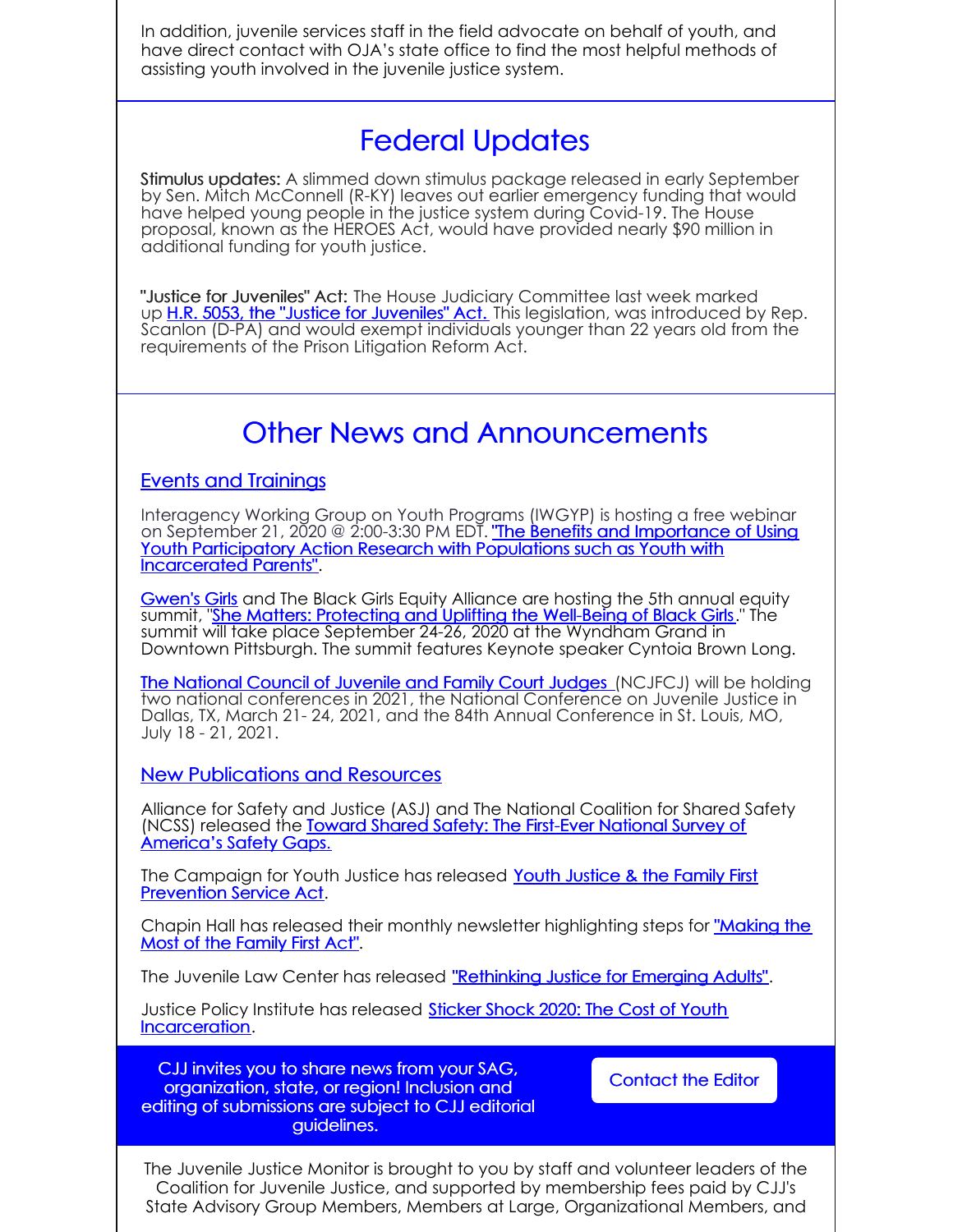In addition, juvenile services staff in the field advocate on behalf of youth, and have direct contact with OJA's state office to find the most helpful methods of assisting youth involved in the juvenile justice system.

## Federal Updates

**Stimulus updates:** A slimmed down stimulus package released in early September by Sen. Mitch McConnell (R-KY) leaves out earlier emergency funding that would have helped young people in the justice system during Covid-19. The House proposal, known as the HEROES Act, would have provided nearly $90 million in additional funding for youth justice.

**"Justice for Juveniles" Act:** The House Judiciary Committee last week marked up H.R. 5053, the "Justice for Juveniles" Act. This legislation, was introduced by Rep. Scanlon (D-PA) and would exempt individuals younger than 22 years old from the requirements of the Prison Litigation Reform Act.

## Other News and Announcements

### Events and Trainings

Interagency Working Group on Youth Programs (IWGYP) is hosting a free webinar on September 21, 2020 @ 2:00-3:30 PM EDT. "The Benefits and Importance of Using Youth Participatory Action Research with Populations such as Youth with Incarcerated Parents".

Gwen's Girls and The Black Girls Equity Alliance are hosting the 5th annual equity summit, "She Matters: Protecting and Uplifting the Well-Being of Black Girls." The summit will take place September 24-26, 2020 at the Wyndham Grand in Downtown Pittsburgh. The summit features Keynote speaker Cyntoia Brown Long.

The National Council of Juvenile and Family Court Judges (NCJFCJ) will be holding two national conferences in 2021, the National Conference on Juvenile Justice in Dallas, TX, March 21- 24, 2021, and the 84th Annual Conference in St. Louis, MO, July 18 - 21, 2021.

### New Publications and Resources

Alliance for Safety and Justice (ASJ) and The National Coalition for Shared Safety (NCSS) released the Toward Shared Safety: The First-Ever National Survey of America's Safety Gaps.

The Campaign for Youth Justice has released Youth Justice & the Family First Prevention Service Act.

Chapin Hall has released their monthly newsletter highlighting steps for "Making the Most of the Family First Act".

The Juvenile Law Center has released "Rethinking Justice for Emerging Adults".

Justice Policy Institute has released Sticker Shock 2020: The Cost of Youth Incarceration.

CJJ invites you to share news from your SAG, organization, state, or region! Inclusion and editing of submissions are subject to CJJ editorial guidelines.

Contact the Editor

The Juvenile Justice Monitor is brought to you by staff and volunteer leaders of the Coalition for Juvenile Justice, and supported by membership fees paid by CJJ's State Advisory Group Members, Members at Large, Organizational Members, and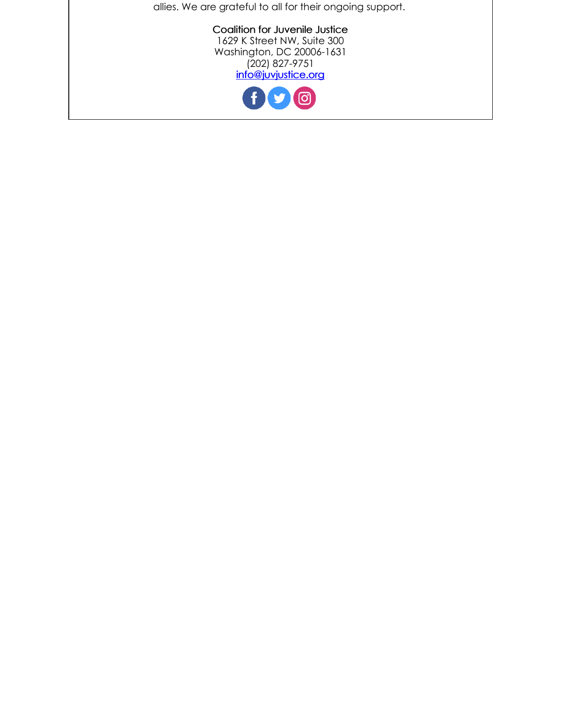allies. We are grateful to all for their ongoing support.

Coalition for Juvenile Justice
1629 K Street NW, Suite 300
Washington, DC 20006-1631
(202) 827-9751
info@juvjustice.org